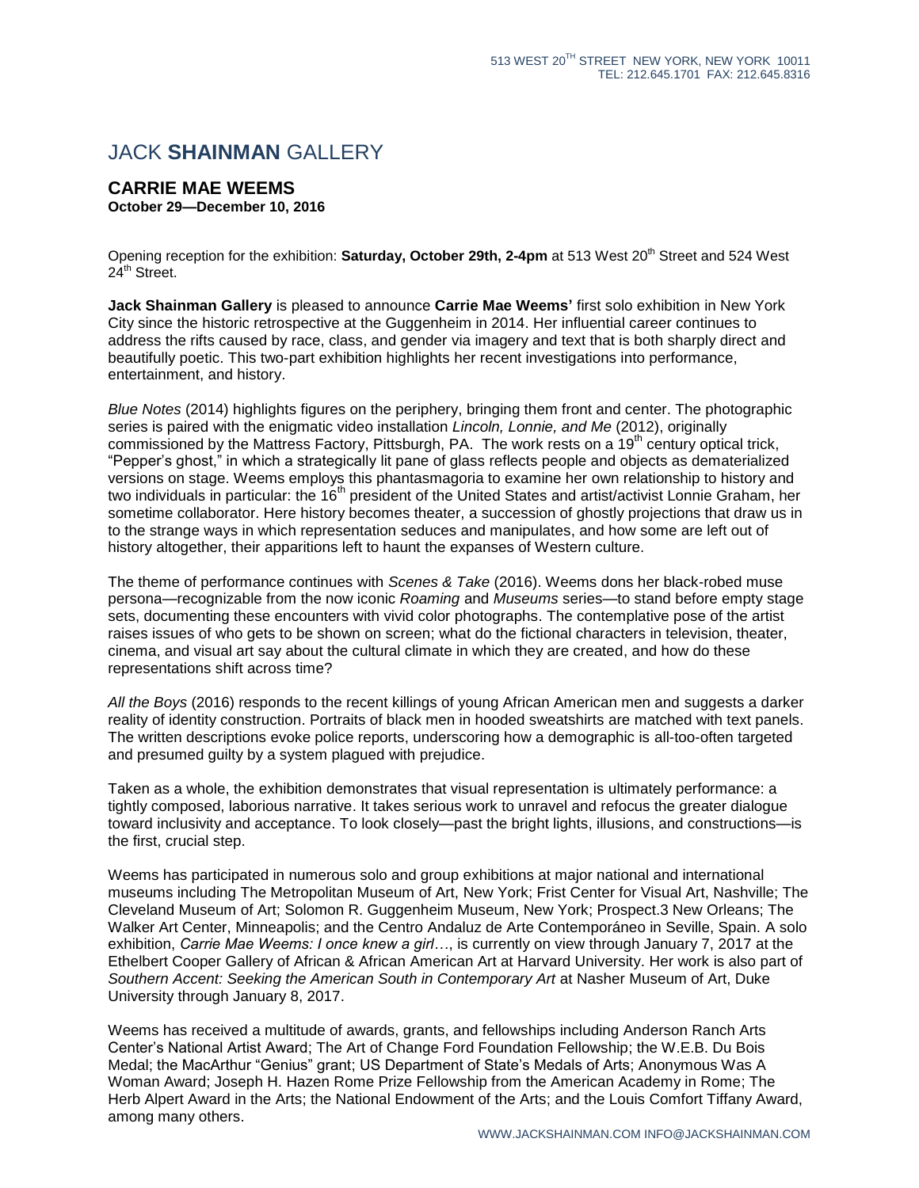513 WEST 20TH STREET NEW YORK, NEW YORK 10011
TEL: 212.645.1701 FAX: 212.645.8316

# JACK **SHAINMAN** GALLERY

## CARRIE MAE WEEMS

**October 29—December 10, 2016**

Opening reception for the exhibition: **Saturday, October 29th, 2-4pm** at 513 West 20th Street and 524 West 24th Street.

**Jack Shainman Gallery** is pleased to announce **Carrie Mae Weems'** first solo exhibition in New York City since the historic retrospective at the Guggenheim in 2014. Her influential career continues to address the rifts caused by race, class, and gender via imagery and text that is both sharply direct and beautifully poetic. This two-part exhibition highlights her recent investigations into performance, entertainment, and history.

*Blue Notes* (2014) highlights figures on the periphery, bringing them front and center. The photographic series is paired with the enigmatic video installation *Lincoln, Lonnie, and Me* (2012), originally commissioned by the Mattress Factory, Pittsburgh, PA. The work rests on a 19th century optical trick, "Pepper's ghost," in which a strategically lit pane of glass reflects people and objects as dematerialized versions on stage. Weems employs this phantasmagoria to examine her own relationship to history and two individuals in particular: the 16th president of the United States and artist/activist Lonnie Graham, her sometime collaborator. Here history becomes theater, a succession of ghostly projections that draw us in to the strange ways in which representation seduces and manipulates, and how some are left out of history altogether, their apparitions left to haunt the expanses of Western culture.

The theme of performance continues with *Scenes & Take* (2016). Weems dons her black-robed muse persona—recognizable from the now iconic *Roaming* and *Museums* series—to stand before empty stage sets, documenting these encounters with vivid color photographs. The contemplative pose of the artist raises issues of who gets to be shown on screen; what do the fictional characters in television, theater, cinema, and visual art say about the cultural climate in which they are created, and how do these representations shift across time?

*All the Boys* (2016) responds to the recent killings of young African American men and suggests a darker reality of identity construction. Portraits of black men in hooded sweatshirts are matched with text panels. The written descriptions evoke police reports, underscoring how a demographic is all-too-often targeted and presumed guilty by a system plagued with prejudice.

Taken as a whole, the exhibition demonstrates that visual representation is ultimately performance: a tightly composed, laborious narrative. It takes serious work to unravel and refocus the greater dialogue toward inclusivity and acceptance. To look closely—past the bright lights, illusions, and constructions—is the first, crucial step.

Weems has participated in numerous solo and group exhibitions at major national and international museums including The Metropolitan Museum of Art, New York; Frist Center for Visual Art, Nashville; The Cleveland Museum of Art; Solomon R. Guggenheim Museum, New York; Prospect.3 New Orleans; The Walker Art Center, Minneapolis; and the Centro Andaluz de Arte Contemporáneo in Seville, Spain. A solo exhibition, *Carrie Mae Weems: I once knew a girl*…, is currently on view through January 7, 2017 at the Ethelbert Cooper Gallery of African & African American Art at Harvard University. Her work is also part of *Southern Accent: Seeking the American South in Contemporary Art* at Nasher Museum of Art, Duke University through January 8, 2017.

Weems has received a multitude of awards, grants, and fellowships including Anderson Ranch Arts Center's National Artist Award; The Art of Change Ford Foundation Fellowship; the W.E.B. Du Bois Medal; the MacArthur "Genius" grant; US Department of State's Medals of Arts; Anonymous Was A Woman Award; Joseph H. Hazen Rome Prize Fellowship from the American Academy in Rome; The Herb Alpert Award in the Arts; the National Endowment of the Arts; and the Louis Comfort Tiffany Award, among many others.

WWW.JACKSHAINMAN.COM INFO@JACKSHAINMAN.COM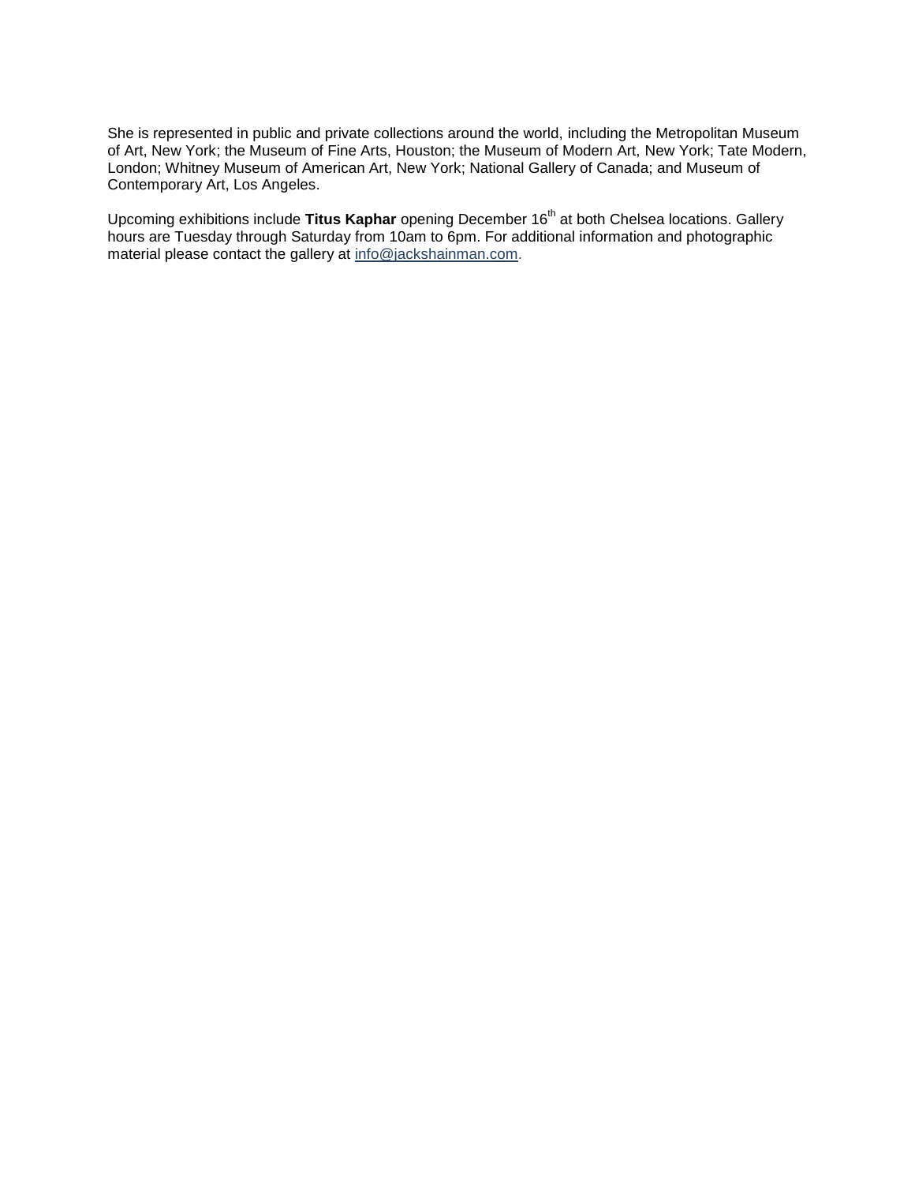She is represented in public and private collections around the world, including the Metropolitan Museum of Art, New York; the Museum of Fine Arts, Houston; the Museum of Modern Art, New York; Tate Modern, London; Whitney Museum of American Art, New York; National Gallery of Canada; and Museum of Contemporary Art, Los Angeles.

Upcoming exhibitions include **Titus Kaphar** opening December 16th at both Chelsea locations. Gallery hours are Tuesday through Saturday from 10am to 6pm. For additional information and photographic material please contact the gallery at info@jackshainman.com.